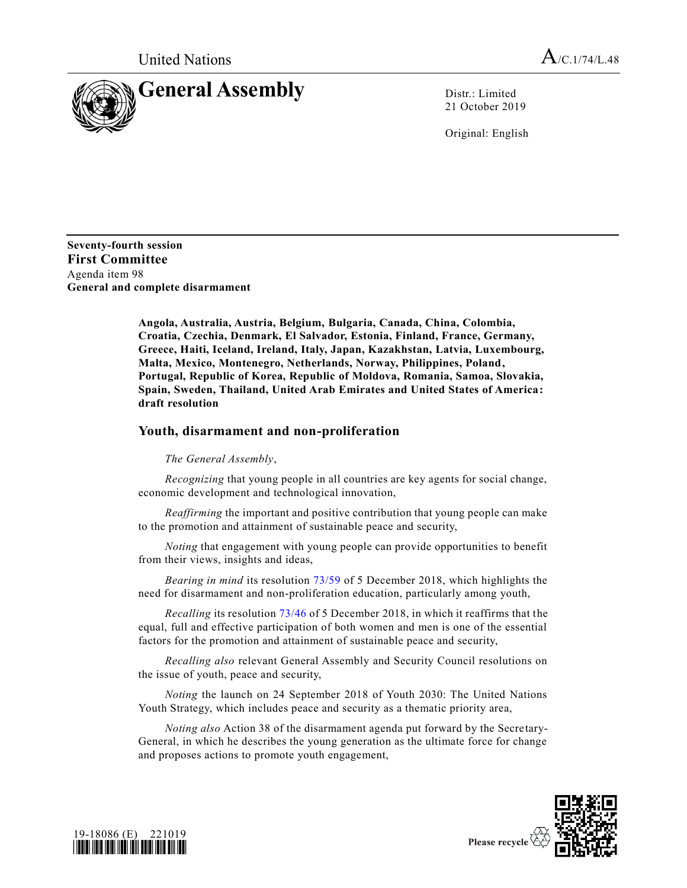United Nations

A/C.1/74/L.48

# General Assembly

Distr.: Limited
21 October 2019

Original: English

**Seventy-fourth session**
**First Committee**
Agenda item 98
**General and complete disarmament**

**Angola, Australia, Austria, Belgium, Bulgaria, Canada, China, Colombia, Croatia, Czechia, Denmark, El Salvador, Estonia, Finland, France, Germany, Greece, Haiti, Iceland, Ireland, Italy, Japan, Kazakhstan, Latvia, Luxembourg, Malta, Mexico, Montenegro, Netherlands, Norway, Philippines, Poland, Portugal, Republic of Korea, Republic of Moldova, Romania, Samoa, Slovakia, Spain, Sweden, Thailand, United Arab Emirates and United States of America: draft resolution**

## Youth, disarmament and non-proliferation

*The General Assembly*,

*Recognizing* that young people in all countries are key agents for social change, economic development and technological innovation,

*Reaffirming* the important and positive contribution that young people can make to the promotion and attainment of sustainable peace and security,

*Noting* that engagement with young people can provide opportunities to benefit from their views, insights and ideas,

*Bearing in mind* its resolution 73/59 of 5 December 2018, which highlights the need for disarmament and non-proliferation education, particularly among youth,

*Recalling* its resolution 73/46 of 5 December 2018, in which it reaffirms that the equal, full and effective participation of both women and men is one of the essential factors for the promotion and attainment of sustainable peace and security,

*Recalling also* relevant General Assembly and Security Council resolutions on the issue of youth, peace and security,

*Noting* the launch on 24 September 2018 of Youth 2030: The United Nations Youth Strategy, which includes peace and security as a thematic priority area,

*Noting also* Action 38 of the disarmament agenda put forward by the Secretary-General, in which he describes the young generation as the ultimate force for change and proposes actions to promote youth engagement,

19-18086 (E) 221019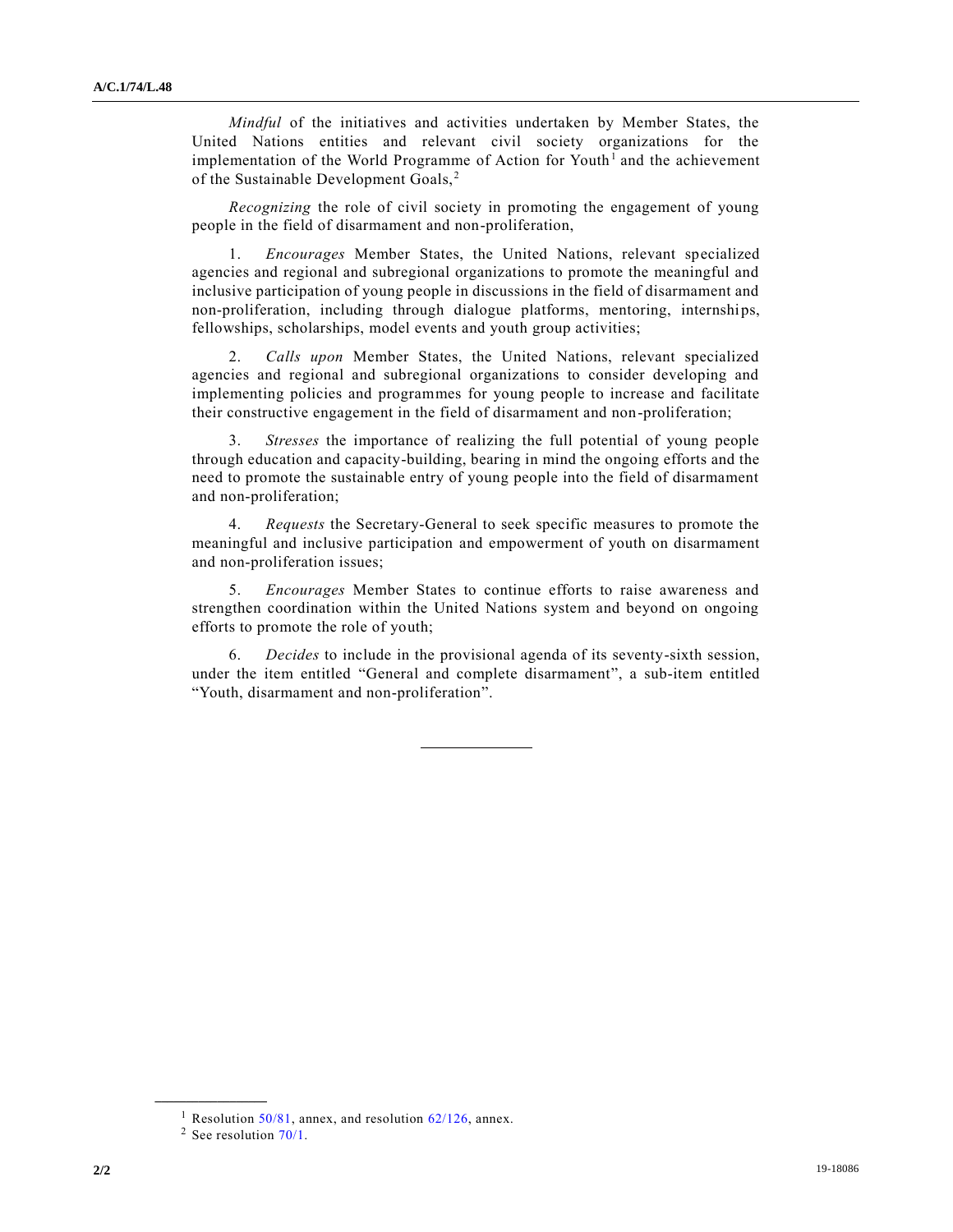*Mindful* of the initiatives and activities undertaken by Member States, the United Nations entities and relevant civil society organizations for the implementation of the World Programme of Action for Youth[1] and the achievement of the Sustainable Development Goals,[2]

*Recognizing* the role of civil society in promoting the engagement of young people in the field of disarmament and non-proliferation,

1. *Encourages* Member States, the United Nations, relevant specialized agencies and regional and subregional organizations to promote the meaningful and inclusive participation of young people in discussions in the field of disarmament and non-proliferation, including through dialogue platforms, mentoring, internships, fellowships, scholarships, model events and youth group activities;

2. *Calls upon* Member States, the United Nations, relevant specialized agencies and regional and subregional organizations to consider developing and implementing policies and programmes for young people to increase and facilitate their constructive engagement in the field of disarmament and non-proliferation;

3. *Stresses* the importance of realizing the full potential of young people through education and capacity-building, bearing in mind the ongoing efforts and the need to promote the sustainable entry of young people into the field of disarmament and non-proliferation;

4. *Requests* the Secretary-General to seek specific measures to promote the meaningful and inclusive participation and empowerment of youth on disarmament and non-proliferation issues;

5. *Encourages* Member States to continue efforts to raise awareness and strengthen coordination within the United Nations system and beyond on ongoing efforts to promote the role of youth;

6. *Decides* to include in the provisional agenda of its seventy-sixth session, under the item entitled "General and complete disarmament", a sub-item entitled "Youth, disarmament and non-proliferation".

---

[1] Resolution 50/81, annex, and resolution 62/126, annex.

[2] See resolution 70/1.